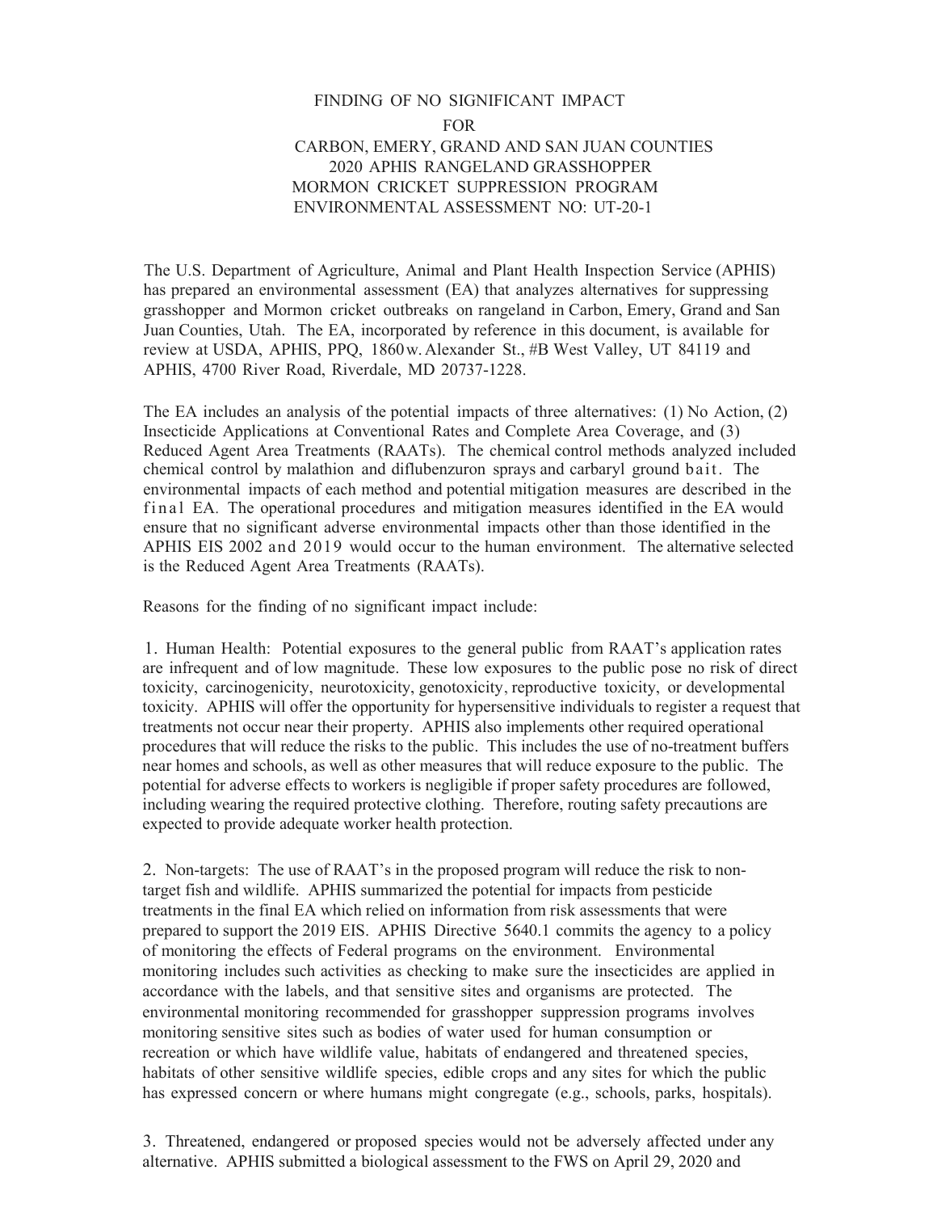# FINDING OF NO SIGNIFICANT IMPACT

## FOR

## CARBON, EMERY, GRAND AND SAN JUAN COUNTIES 2020 APHIS RANGELAND GRASSHOPPER MORMON CRICKET SUPPRESSION PROGRAM ENVIRONMENTAL ASSESSMENT NO: UT-20-1

The U.S. Department of Agriculture, Animal and Plant Health Inspection Service (APHIS) has prepared an environmental assessment (EA) that analyzes alternatives for suppressing grasshopper and Mormon cricket outbreaks on rangeland in Carbon, Emery, Grand and San Juan Counties, Utah. The EA, incorporated by reference in this document, is available for review at USDA, APHIS, PPQ, 1860 w. Alexander St., #B West Valley, UT 84119 and APHIS, 4700 River Road, Riverdale, MD 20737-1228.

The EA includes an analysis of the potential impacts of three alternatives: (1) No Action, (2) Insecticide Applications at Conventional Rates and Complete Area Coverage, and (3) Reduced Agent Area Treatments (RAATs). The chemical control methods analyzed included chemical control by malathion and diflubenzuron sprays and carbaryl ground bait. The environmental impacts of each method and potential mitigation measures are described in the final EA. The operational procedures and mitigation measures identified in the EA would ensure that no significant adverse environmental impacts other than those identified in the APHIS EIS 2002 and 2019 would occur to the human environment. The alternative selected is the Reduced Agent Area Treatments (RAATs).

Reasons for the finding of no significant impact include:

1. Human Health: Potential exposures to the general public from RAAT's application rates are infrequent and of low magnitude. These low exposures to the public pose no risk of direct toxicity, carcinogenicity, neurotoxicity, genotoxicity, reproductive toxicity, or developmental toxicity. APHIS will offer the opportunity for hypersensitive individuals to register a request that treatments not occur near their property. APHIS also implements other required operational procedures that will reduce the risks to the public. This includes the use of no-treatment buffers near homes and schools, as well as other measures that will reduce exposure to the public. The potential for adverse effects to workers is negligible if proper safety procedures are followed, including wearing the required protective clothing. Therefore, routing safety precautions are expected to provide adequate worker health protection.

2. Non-targets: The use of RAAT's in the proposed program will reduce the risk to non-target fish and wildlife. APHIS summarized the potential for impacts from pesticide treatments in the final EA which relied on information from risk assessments that were prepared to support the 2019 EIS. APHIS Directive 5640.1 commits the agency to a policy of monitoring the effects of Federal programs on the environment. Environmental monitoring includes such activities as checking to make sure the insecticides are applied in accordance with the labels, and that sensitive sites and organisms are protected. The environmental monitoring recommended for grasshopper suppression programs involves monitoring sensitive sites such as bodies of water used for human consumption or recreation or which have wildlife value, habitats of endangered and threatened species, habitats of other sensitive wildlife species, edible crops and any sites for which the public has expressed concern or where humans might congregate (e.g., schools, parks, hospitals).

3. Threatened, endangered or proposed species would not be adversely affected under any alternative. APHIS submitted a biological assessment to the FWS on April 29, 2020 and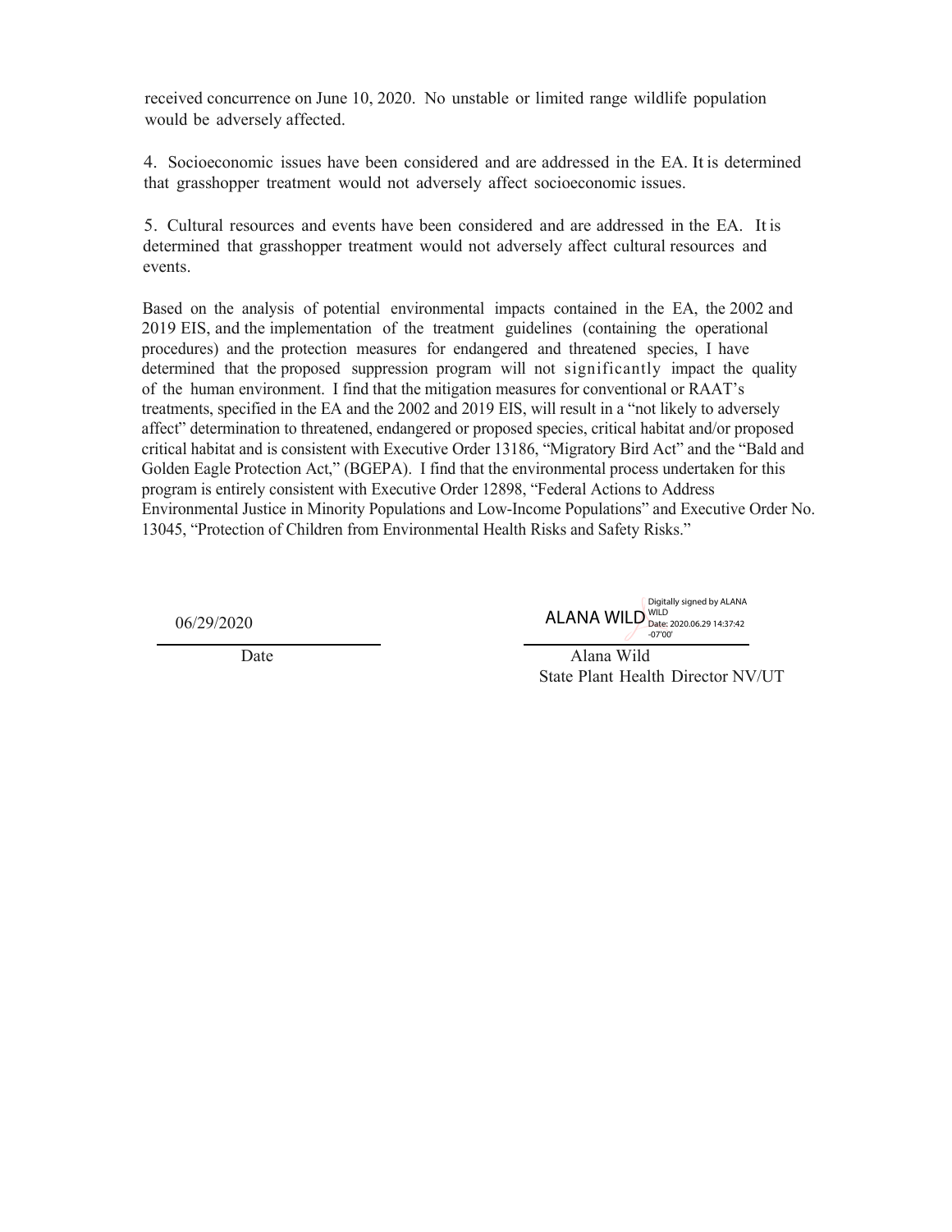received concurrence on June 10, 2020. No unstable or limited range wildlife population would be adversely affected.

4. Socioeconomic issues have been considered and are addressed in the EA. It is determined that grasshopper treatment would not adversely affect socioeconomic issues.

5. Cultural resources and events have been considered and are addressed in the EA. It is determined that grasshopper treatment would not adversely affect cultural resources and events.

Based on the analysis of potential environmental impacts contained in the EA, the 2002 and 2019 EIS, and the implementation of the treatment guidelines (containing the operational procedures) and the protection measures for endangered and threatened species, I have determined that the proposed suppression program will not significantly impact the quality of the human environment. I find that the mitigation measures for conventional or RAAT's treatments, specified in the EA and the 2002 and 2019 EIS, will result in a "not likely to adversely affect" determination to threatened, endangered or proposed species, critical habitat and/or proposed critical habitat and is consistent with Executive Order 13186, "Migratory Bird Act" and the "Bald and Golden Eagle Protection Act," (BGEPA). I find that the environmental process undertaken for this program is entirely consistent with Executive Order 12898, "Federal Actions to Address Environmental Justice in Minority Populations and Low-Income Populations" and Executive Order No. 13045, "Protection of Children from Environmental Health Risks and Safety Risks."

06/29/2020

Date

ALANA WILD

Digitally signed by ALANA WILD
Date: 2020.06.29 14:37:42 -07'00'

Alana Wild

State Plant Health Director NV/UT